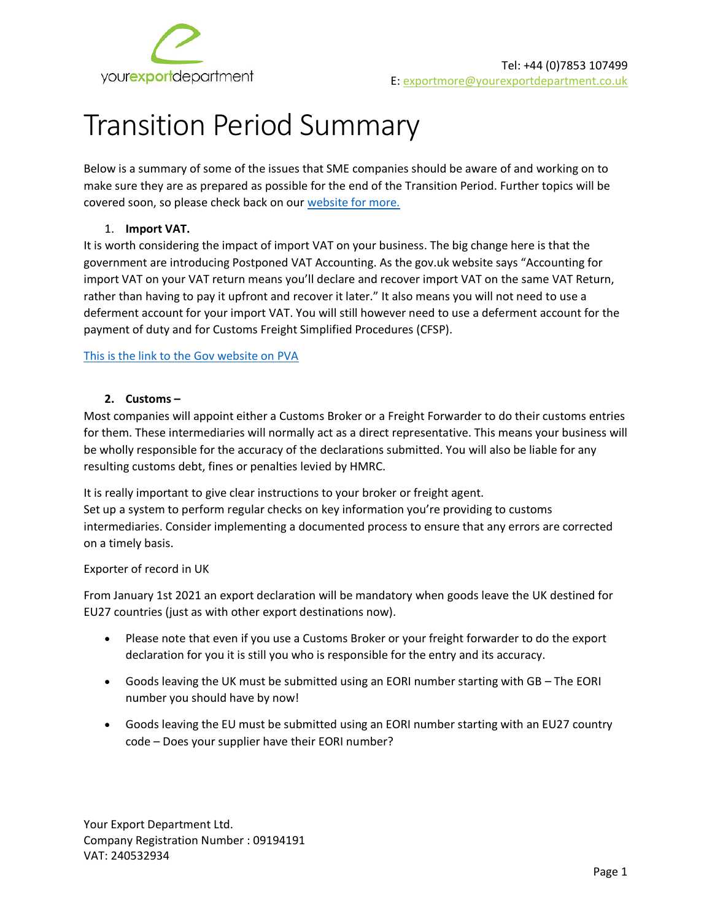yourexportdepartment

Tel: +44 (0)7853 107499
E: exportmore@yourexportdepartment.co.uk

# Transition Period Summary

Below is a summary of some of the issues that SME companies should be aware of and working on to make sure they are as prepared as possible for the end of the Transition Period. Further topics will be covered soon, so please check back on our website for more.

1. **Import VAT.**

It is worth considering the impact of import VAT on your business. The big change here is that the government are introducing Postponed VAT Accounting. As the gov.uk website says "Accounting for import VAT on your VAT return means you'll declare and recover import VAT on the same VAT Return, rather than having to pay it upfront and recover it later." It also means you will not need to use a deferment account for your import VAT. You will still however need to use a deferment account for the payment of duty and for Customs Freight Simplified Procedures (CFSP).

This is the link to the Gov website on PVA

2. **Customs –**

Most companies will appoint either a Customs Broker or a Freight Forwarder to do their customs entries for them. These intermediaries will normally act as a direct representative. This means your business will be wholly responsible for the accuracy of the declarations submitted. You will also be liable for any resulting customs debt, fines or penalties levied by HMRC.

It is really important to give clear instructions to your broker or freight agent.
Set up a system to perform regular checks on key information you're providing to customs intermediaries. Consider implementing a documented process to ensure that any errors are corrected on a timely basis.

Exporter of record in UK

From January 1st 2021 an export declaration will be mandatory when goods leave the UK destined for EU27 countries (just as with other export destinations now).

- Please note that even if you use a Customs Broker or your freight forwarder to do the export declaration for you it is still you who is responsible for the entry and its accuracy.
- Goods leaving the UK must be submitted using an EORI number starting with GB – The EORI number you should have by now!
- Goods leaving the EU must be submitted using an EORI number starting with an EU27 country code – Does your supplier have their EORI number?

Your Export Department Ltd.
Company Registration Number : 09194191
VAT: 240532934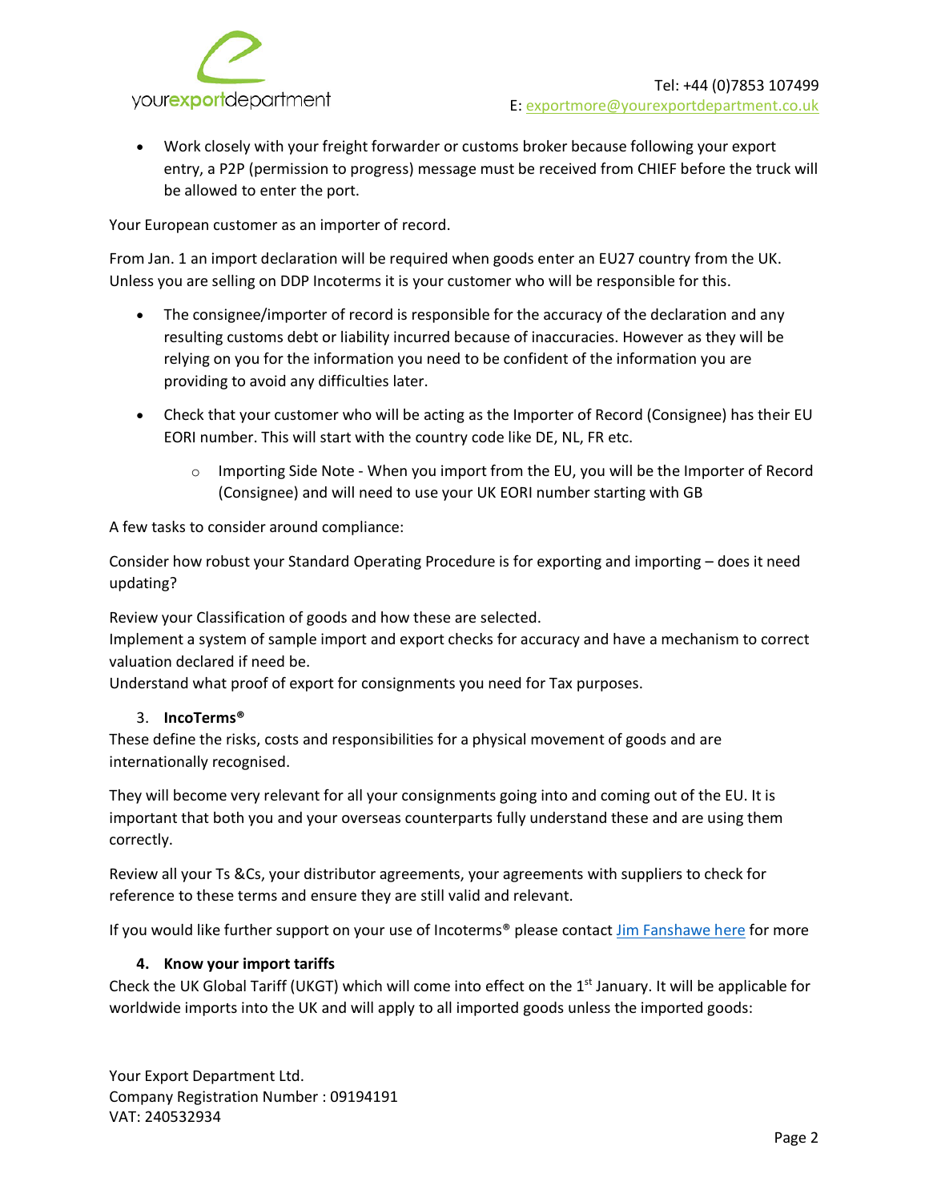- Work closely with your freight forwarder or customs broker because following your export entry, a P2P (permission to progress) message must be received from CHIEF before the truck will be allowed to enter the port.

Your European customer as an importer of record.

From Jan. 1 an import declaration will be required when goods enter an EU27 country from the UK. Unless you are selling on DDP Incoterms it is your customer who will be responsible for this.

- The consignee/importer of record is responsible for the accuracy of the declaration and any resulting customs debt or liability incurred because of inaccuracies. However as they will be relying on you for the information you need to be confident of the information you are providing to avoid any difficulties later.
- Check that your customer who will be acting as the Importer of Record (Consignee) has their EU EORI number. This will start with the country code like DE, NL, FR etc.
    - Importing Side Note - When you import from the EU, you will be the Importer of Record (Consignee) and will need to use your UK EORI number starting with GB

A few tasks to consider around compliance:

Consider how robust your Standard Operating Procedure is for exporting and importing – does it need updating?

Review your Classification of goods and how these are selected.
Implement a system of sample import and export checks for accuracy and have a mechanism to correct valuation declared if need be.
Understand what proof of export for consignments you need for Tax purposes.

3. **IncoTerms®**

These define the risks, costs and responsibilities for a physical movement of goods and are internationally recognised.

They will become very relevant for all your consignments going into and coming out of the EU. It is important that both you and your overseas counterparts fully understand these and are using them correctly.

Review all your Ts &Cs, your distributor agreements, your agreements with suppliers to check for reference to these terms and ensure they are still valid and relevant.

If you would like further support on your use of Incoterms® please contact Jim Fanshawe here for more

4. **Know your import tariffs**

Check the UK Global Tariff (UKGT) which will come into effect on the 1st January. It will be applicable for worldwide imports into the UK and will apply to all imported goods unless the imported goods: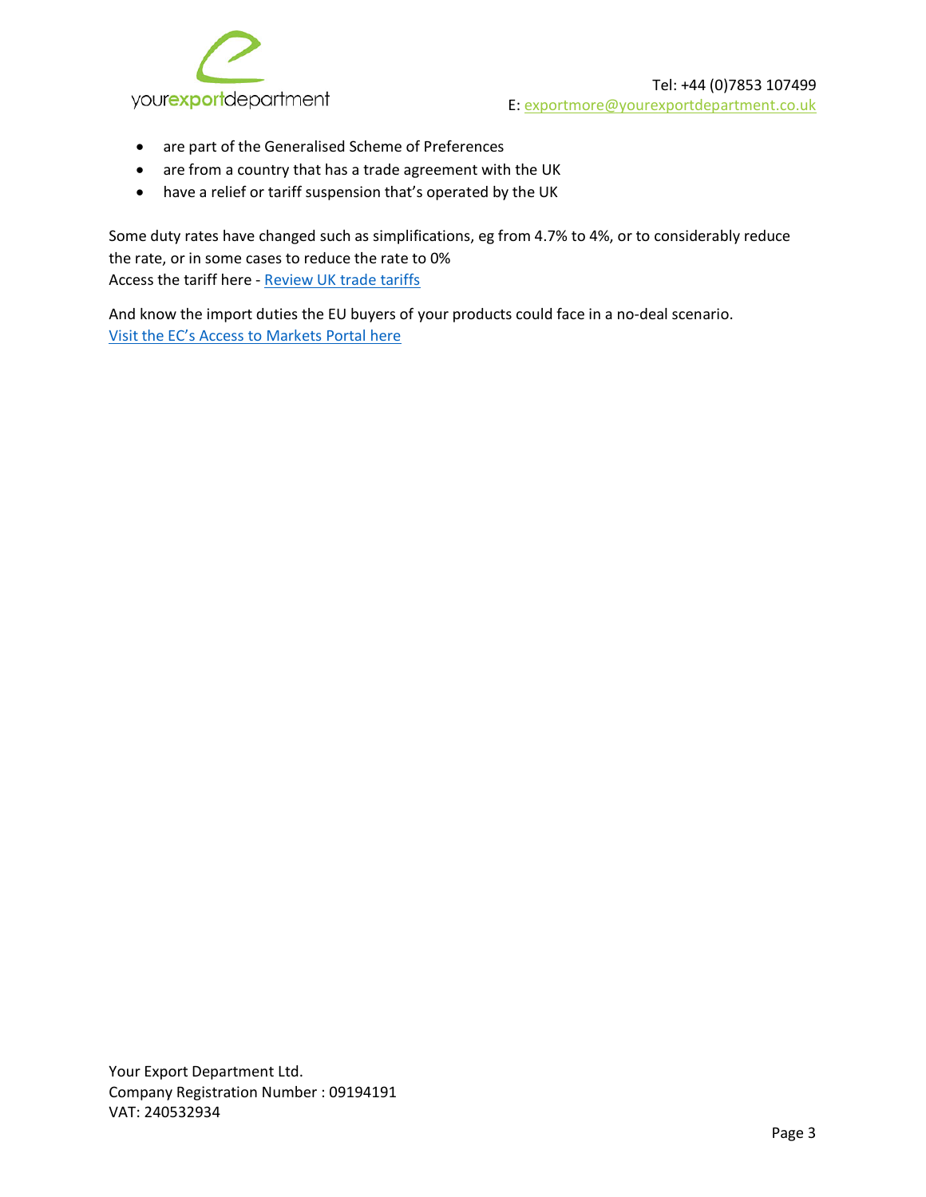- are part of the Generalised Scheme of Preferences
- are from a country that has a trade agreement with the UK
- have a relief or tariff suspension that's operated by the UK

Some duty rates have changed such as simplifications, eg from 4.7% to 4%, or to considerably reduce the rate, or in some cases to reduce the rate to 0%
Access the tariff here - Review UK trade tariffs

And know the import duties the EU buyers of your products could face in a no-deal scenario.
Visit the EC's Access to Markets Portal here